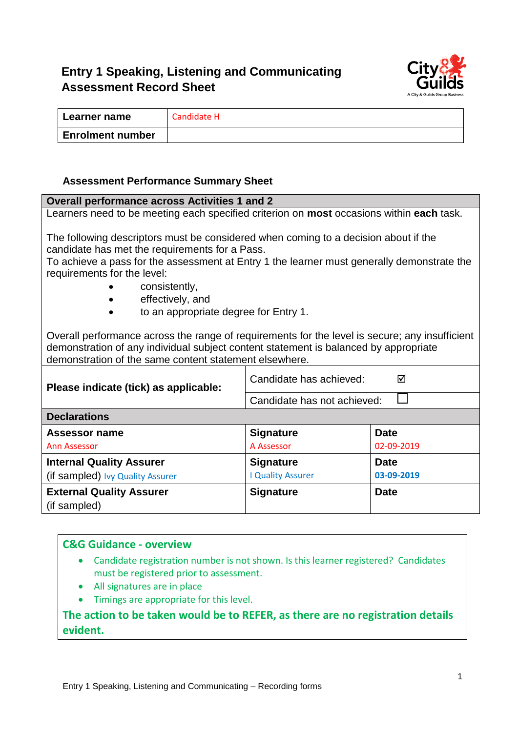# Entry 1 Speaking, Listening and Communicating Assessment Record Sheet

| Learner name | Candidate H |
|---|---|
| Enrolment number | |

### Assessment Performance Summary Sheet

**Overall performance across Activities 1 and 2**

Learners need to be meeting each specified criterion on **most** occasions within **each** task.

The following descriptors must be considered when coming to a decision about if the candidate has met the requirements for a Pass.
To achieve a pass for the assessment at Entry 1 the learner must generally demonstrate the requirements for the level:

- consistently,
- effectively, and
- to an appropriate degree for Entry 1.

Overall performance across the range of requirements for the level is secure; any insufficient demonstration of any individual subject content statement is balanced by appropriate demonstration of the same content statement elsewhere.

| **Please indicate (tick) as applicable:** | Candidate has achieved: ☑ |
|---|---|
| | Candidate has not achieved: ☐ |

**Declarations**

| **Assessor name** | **Signature** | **Date** |
|---|---|---|
| Ann Assessor | A Assessor | 02-09-2019 |
| **Internal Quality Assurer** (if sampled) Ivy Quality Assurer | **Signature** I Quality Assurer | **Date** 03-09-2019 |
| **External Quality Assurer** (if sampled) | **Signature** | **Date** |

**C&G Guidance - overview**

- Candidate registration number is not shown. Is this learner registered? Candidates must be registered prior to assessment.
- All signatures are in place
- Timings are appropriate for this level.

**The action to be taken would be to REFER, as there are no registration details evident.**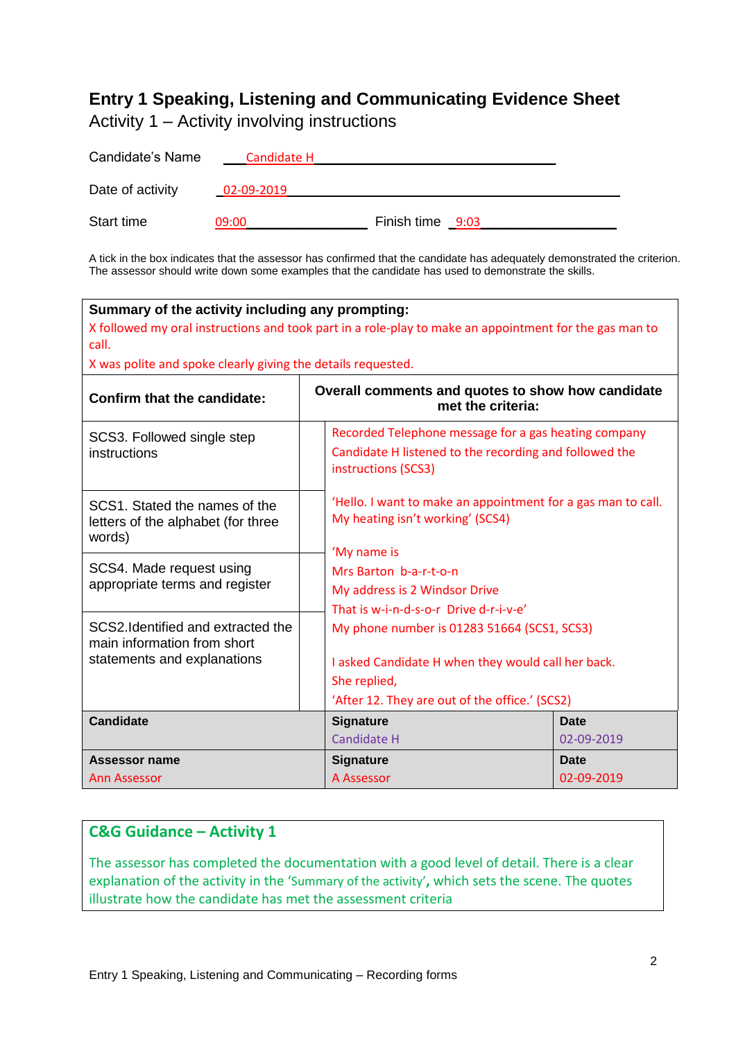# Entry 1 Speaking, Listening and Communicating Evidence Sheet

Activity 1 – Activity involving instructions

Candidate's Name Candidate H

Date of activity 02-09-2019

Start time 09:00 Finish time 9:03

A tick in the box indicates that the assessor has confirmed that the candidate has adequately demonstrated the criterion. The assessor should write down some examples that the candidate has used to demonstrate the skills.

**Summary of the activity including any prompting:**

X followed my oral instructions and took part in a role-play to make an appointment for the gas man to call.

X was polite and spoke clearly giving the details requested.

| Confirm that the candidate: | | Overall comments and quotes to show how candidate met the criteria: |
|---|---|---|
| SCS3. Followed single step instructions | | Recorded Telephone message for a gas heating company<br>Candidate H listened to the recording and followed the instructions (SCS3) |
| SCS1. Stated the names of the letters of the alphabet (for three words) | | 'Hello. I want to make an appointment for a gas man to call. My heating isn't working' (SCS4) |
| SCS4. Made request using appropriate terms and register | | 'My name is<br>Mrs Barton b-a-r-t-o-n<br>My address is 2 Windsor Drive<br>That is w-i-n-d-s-o-r Drive d-r-i-v-e'<br>My phone number is 01283 51664 (SCS1, SCS3) |
| SCS2.Identified and extracted the main information from short statements and explanations | | I asked Candidate H when they would call her back.<br>She replied,<br>'After 12. They are out of the office.' (SCS2) |

| Candidate | Signature<br>Candidate H | Date<br>02-09-2019 |
|---|---|---|
| **Assessor name**<br>Ann Assessor | **Signature**<br>A Assessor | **Date**<br>02-09-2019 |

## C&G Guidance – Activity 1

The assessor has completed the documentation with a good level of detail. There is a clear explanation of the activity in the 'Summary of the activity', which sets the scene. The quotes illustrate how the candidate has met the assessment criteria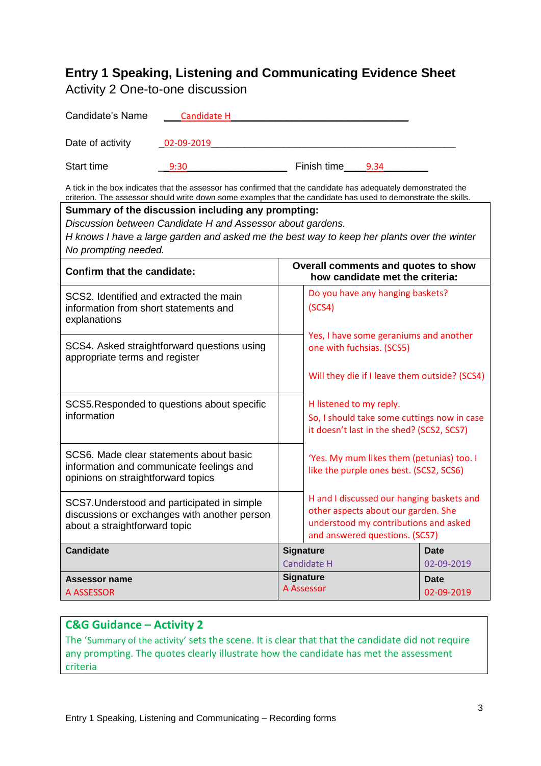# Entry 1 Speaking, Listening and Communicating Evidence Sheet

Activity 2 One-to-one discussion

Candidate's Name ___Candidate H___

Date of activity _02-09-2019_

Start time _9:30_ Finish time ___9.34___

A tick in the box indicates that the assessor has confirmed that the candidate has adequately demonstrated the criterion. The assessor should write down some examples that the candidate has used to demonstrate the skills.

**Summary of the discussion including any prompting:**

*Discussion between Candidate H and Assessor about gardens.*

*H knows I have a large garden and asked me the best way to keep her plants over the winter*

*No prompting needed.*

| **Confirm that the candidate:** | | **Overall comments and quotes to show how candidate met the criteria:** |
|---|---|---|
| SCS2. Identified and extracted the main information from short statements and explanations | | Do you have any hanging baskets? (SCS4) |
| SCS4. Asked straightforward questions using appropriate terms and register | | Yes, I have some geraniums and another one with fuchsias. (SCS5)<br><br>Will they die if I leave them outside? (SCS4) |
| SCS5.Responded to questions about specific information | | H listened to my reply.<br>So, I should take some cuttings now in case it doesn't last in the shed? (SCS2, SCS7) |
| SCS6. Made clear statements about basic information and communicate feelings and opinions on straightforward topics | | 'Yes. My mum likes them (petunias) too. I like the purple ones best. (SCS2, SCS6) |
| SCS7.Understood and participated in simple discussions or exchanges with another person about a straightforward topic | | H and I discussed our hanging baskets and other aspects about our garden. She understood my contributions and asked and answered questions. (SCS7) |
| **Candidate** | **Signature**<br>Candidate H | **Date**<br>02-09-2019 |
| **Assessor name**<br>A ASSESSOR | **Signature**<br>A Assessor | **Date**<br>02-09-2019 |

**C&G Guidance – Activity 2**

The 'Summary of the activity' sets the scene. It is clear that that the candidate did not require any prompting. The quotes clearly illustrate how the candidate has met the assessment criteria